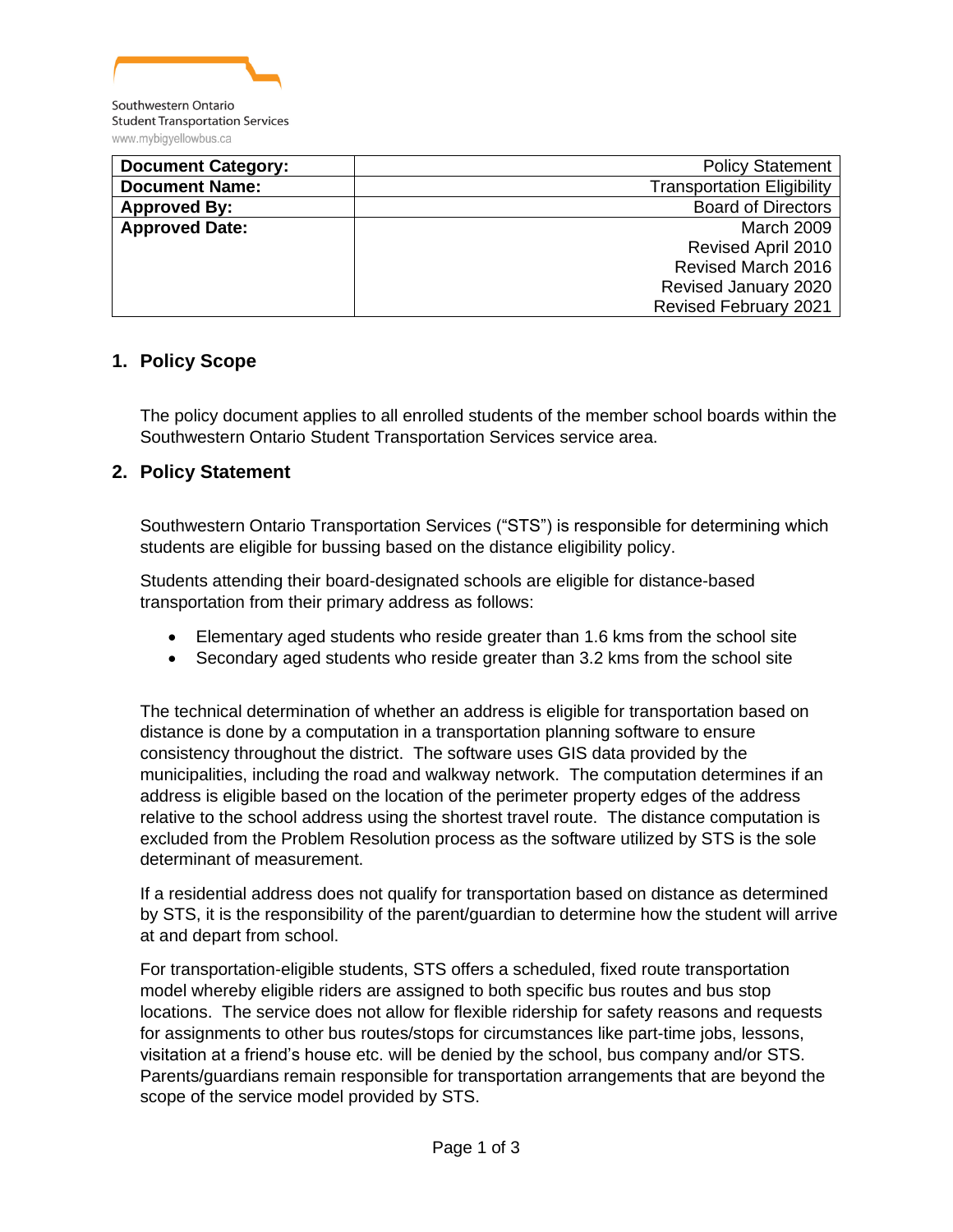Southwestern Ontario
Student Transportation Services
www.mybigyellowbus.ca

| Document Category: | Policy Statement |
|---|---|
| Document Name: | Transportation Eligibility |
| Approved By: | Board of Directors |
| Approved Date: | March 2009<br>Revised April 2010<br>Revised March 2016<br>Revised January 2020<br>Revised February 2021 |

## 1. Policy Scope

The policy document applies to all enrolled students of the member school boards within the Southwestern Ontario Student Transportation Services service area.

## 2. Policy Statement

Southwestern Ontario Transportation Services ("STS") is responsible for determining which students are eligible for bussing based on the distance eligibility policy.

Students attending their board-designated schools are eligible for distance-based transportation from their primary address as follows:

- Elementary aged students who reside greater than 1.6 kms from the school site
- Secondary aged students who reside greater than 3.2 kms from the school site

The technical determination of whether an address is eligible for transportation based on distance is done by a computation in a transportation planning software to ensure consistency throughout the district. The software uses GIS data provided by the municipalities, including the road and walkway network. The computation determines if an address is eligible based on the location of the perimeter property edges of the address relative to the school address using the shortest travel route. The distance computation is excluded from the Problem Resolution process as the software utilized by STS is the sole determinant of measurement.

If a residential address does not qualify for transportation based on distance as determined by STS, it is the responsibility of the parent/guardian to determine how the student will arrive at and depart from school.

For transportation-eligible students, STS offers a scheduled, fixed route transportation model whereby eligible riders are assigned to both specific bus routes and bus stop locations. The service does not allow for flexible ridership for safety reasons and requests for assignments to other bus routes/stops for circumstances like part-time jobs, lessons, visitation at a friend's house etc. will be denied by the school, bus company and/or STS. Parents/guardians remain responsible for transportation arrangements that are beyond the scope of the service model provided by STS.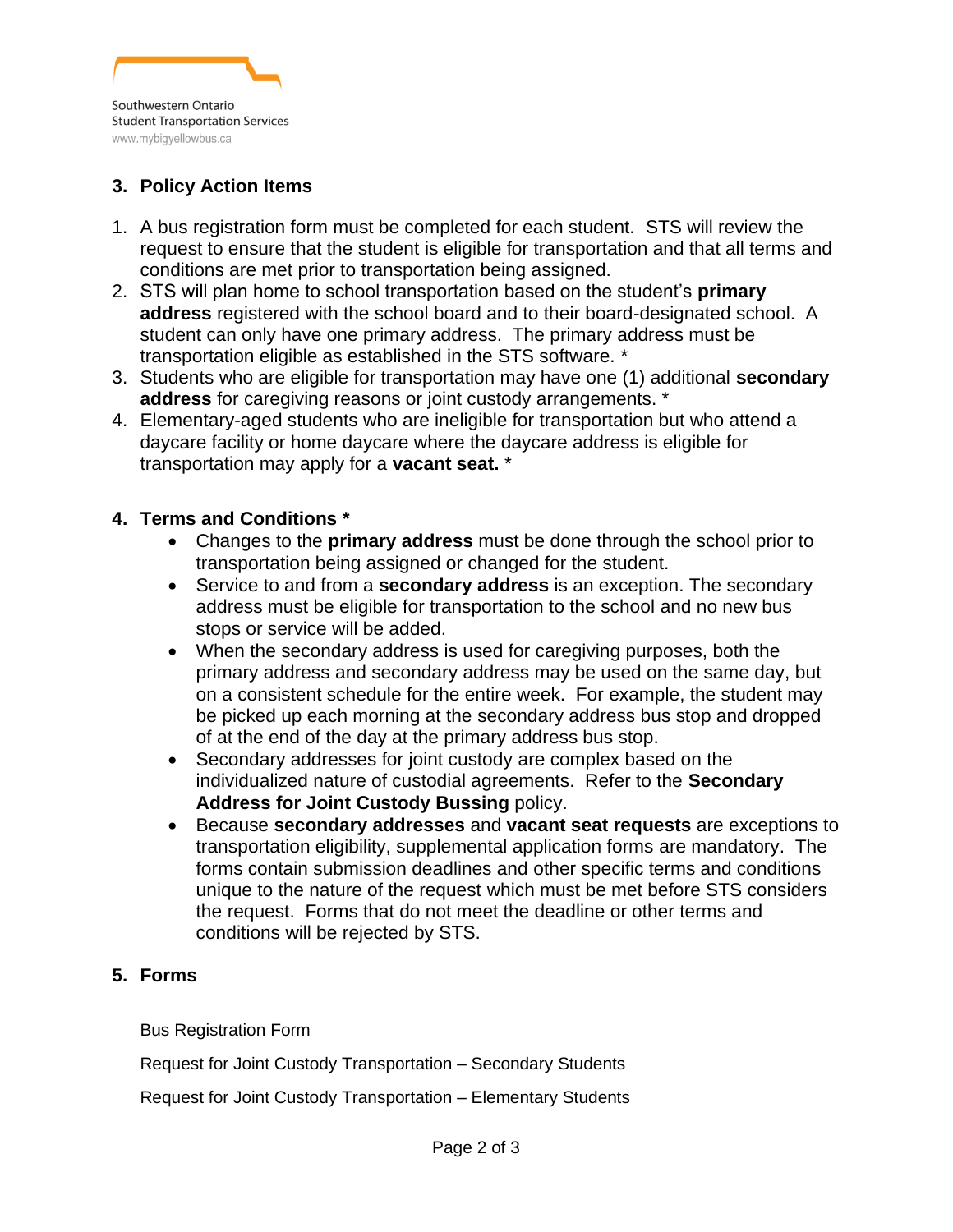## 3. Policy Action Items

1. A bus registration form must be completed for each student. STS will review the request to ensure that the student is eligible for transportation and that all terms and conditions are met prior to transportation being assigned.
2. STS will plan home to school transportation based on the student's **primary address** registered with the school board and to their board-designated school. A student can only have one primary address. The primary address must be transportation eligible as established in the STS software. *
3. Students who are eligible for transportation may have one (1) additional **secondary address** for caregiving reasons or joint custody arrangements. *
4. Elementary-aged students who are ineligible for transportation but who attend a daycare facility or home daycare where the daycare address is eligible for transportation may apply for a **vacant seat.** *

## 4. Terms and Conditions *

- Changes to the **primary address** must be done through the school prior to transportation being assigned or changed for the student.
- Service to and from a **secondary address** is an exception. The secondary address must be eligible for transportation to the school and no new bus stops or service will be added.
- When the secondary address is used for caregiving purposes, both the primary address and secondary address may be used on the same day, but on a consistent schedule for the entire week. For example, the student may be picked up each morning at the secondary address bus stop and dropped of at the end of the day at the primary address bus stop.
- Secondary addresses for joint custody are complex based on the individualized nature of custodial agreements. Refer to the **Secondary Address for Joint Custody Bussing** policy.
- Because **secondary addresses** and **vacant seat requests** are exceptions to transportation eligibility, supplemental application forms are mandatory. The forms contain submission deadlines and other specific terms and conditions unique to the nature of the request which must be met before STS considers the request. Forms that do not meet the deadline or other terms and conditions will be rejected by STS.

## 5. Forms

Bus Registration Form

Request for Joint Custody Transportation – Secondary Students

Request for Joint Custody Transportation – Elementary Students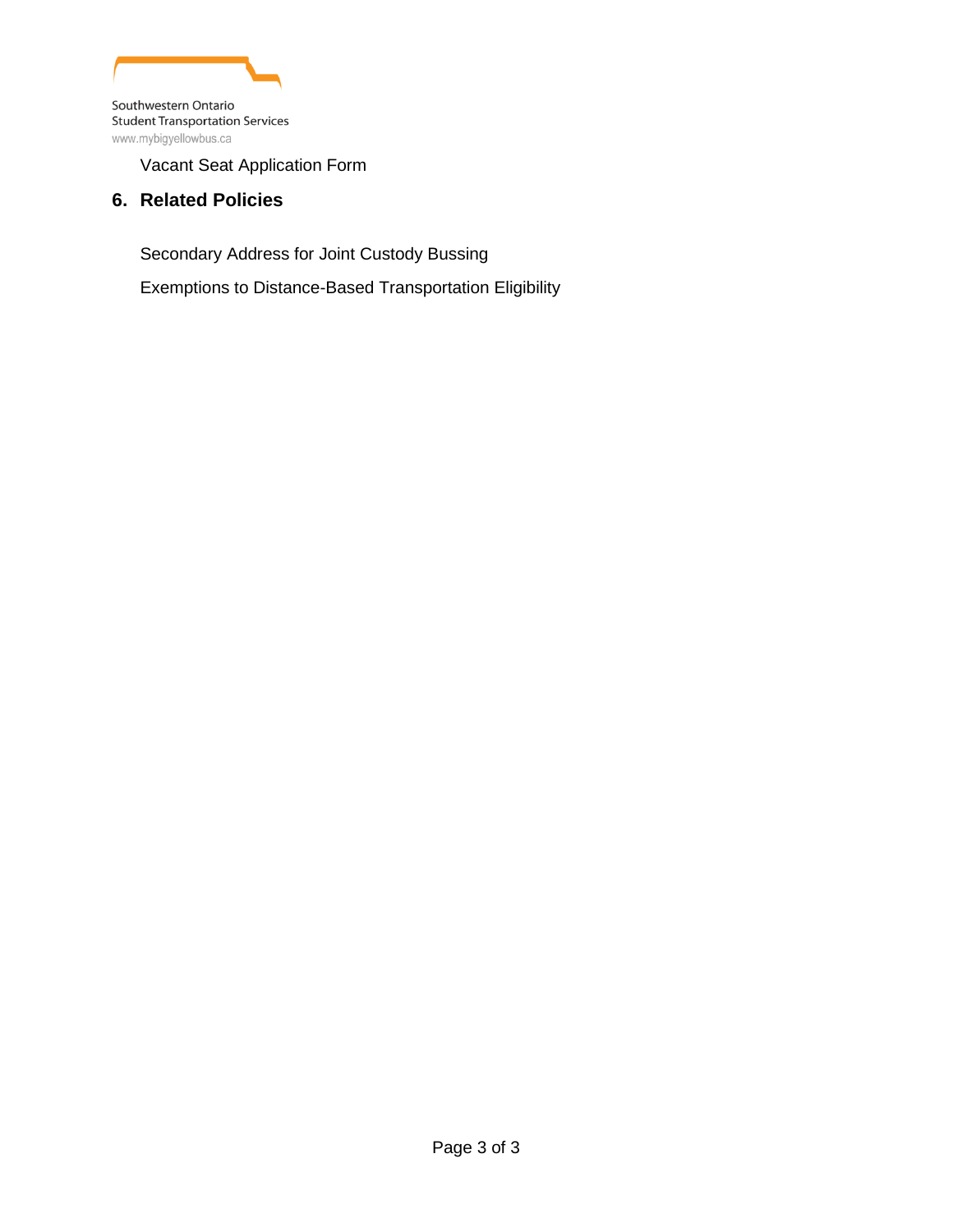Vacant Seat Application Form

## 6. Related Policies

Secondary Address for Joint Custody Bussing

Exemptions to Distance-Based Transportation Eligibility